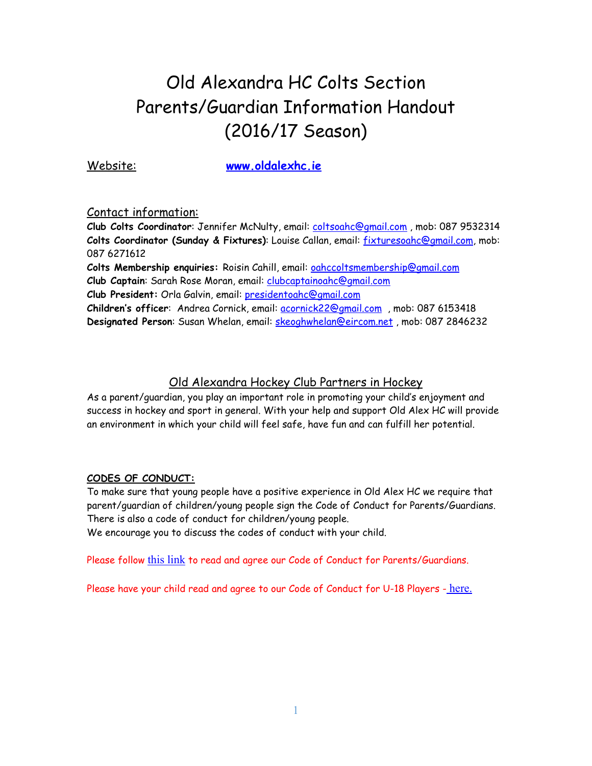# Old Alexandra HC Colts Section Parents/Guardian Information Handout (2016/17 Season)

Website: **www.oldalexhc.ie**

## Contact information:

**Club Colts Coordinator**: Jennifer McNulty, email: coltsoahc@gmail.com , mob: 087 9532314
**Colts Coordinator (Sunday & Fixtures)**: Louise Callan, email: fixturesoahc@gmail.com, mob: 087 6271612
**Colts Membership enquiries:** Roisin Cahill, email: oahccoltsmembership@gmail.com
**Club Captain**: Sarah Rose Moran, email: clubcaptainoahc@gmail.com
**Club President:** Orla Galvin, email: presidentoahc@gmail.com
**Children's officer**: Andrea Cornick, email: acornick22@gmail.com , mob: 087 6153418
**Designated Person**: Susan Whelan, email: skeoghwhelan@eircom.net , mob: 087 2846232

## Old Alexandra Hockey Club Partners in Hockey

As a parent/guardian, you play an important role in promoting your child's enjoyment and success in hockey and sport in general. With your help and support Old Alex HC will provide an environment in which your child will feel safe, have fun and can fulfill her potential.

### CODES OF CONDUCT:

To make sure that young people have a positive experience in Old Alex HC we require that parent/guardian of children/young people sign the Code of Conduct for Parents/Guardians. There is also a code of conduct for children/young people.
We encourage you to discuss the codes of conduct with your child.

Please follow this link to read and agree our Code of Conduct for Parents/Guardians.

Please have your child read and agree to our Code of Conduct for U-18 Players - here.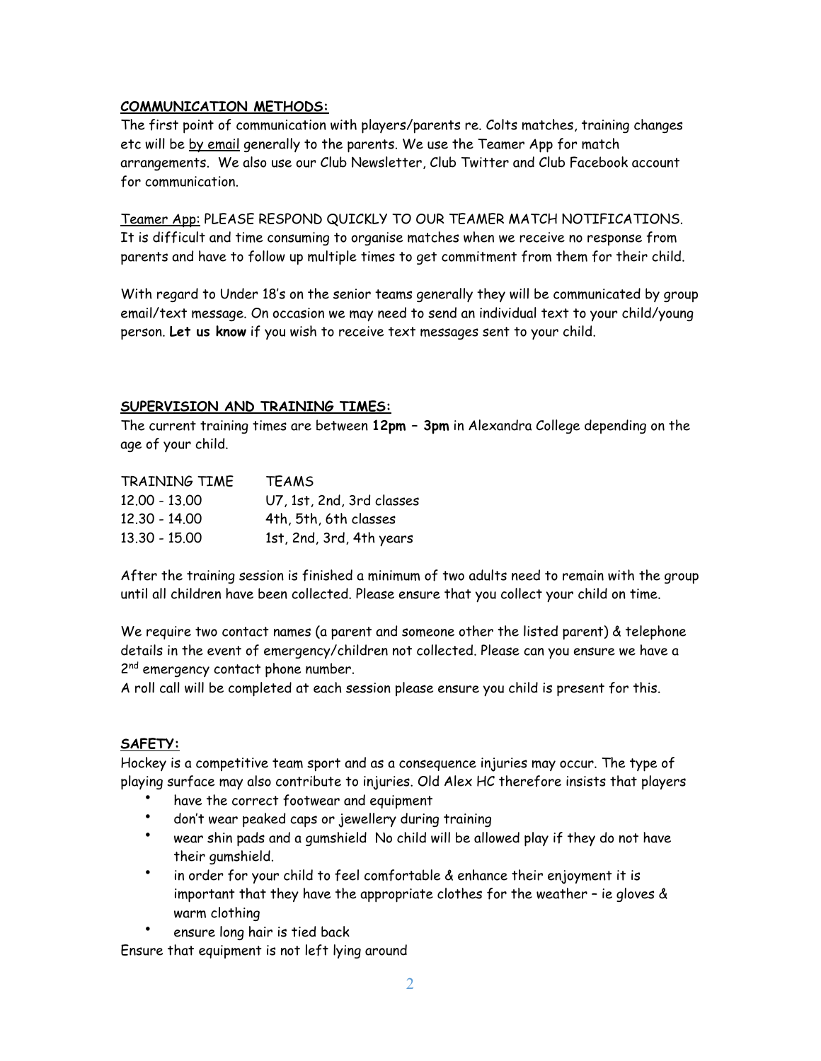**COMMUNICATION METHODS:**

The first point of communication with players/parents re. Colts matches, training changes etc will be by email generally to the parents. We use the Teamer App for match arrangements. We also use our Club Newsletter, Club Twitter and Club Facebook account for communication.

Teamer App: PLEASE RESPOND QUICKLY TO OUR TEAMER MATCH NOTIFICATIONS. It is difficult and time consuming to organise matches when we receive no response from parents and have to follow up multiple times to get commitment from them for their child.

With regard to Under 18's on the senior teams generally they will be communicated by group email/text message. On occasion we may need to send an individual text to your child/young person. **Let us know** if you wish to receive text messages sent to your child.

**SUPERVISION AND TRAINING TIMES:**

The current training times are between **12pm – 3pm** in Alexandra College depending on the age of your child.

| TRAINING TIME | TEAMS |
|---|---|
| 12.00 - 13.00 | U7, 1st, 2nd, 3rd classes |
| 12.30 - 14.00 | 4th, 5th, 6th classes |
| 13.30 - 15.00 | 1st, 2nd, 3rd, 4th years |

After the training session is finished a minimum of two adults need to remain with the group until all children have been collected. Please ensure that you collect your child on time.

We require two contact names (a parent and someone other the listed parent) & telephone details in the event of emergency/children not collected. Please can you ensure we have a 2nd emergency contact phone number.
A roll call will be completed at each session please ensure you child is present for this.

**SAFETY:**

Hockey is a competitive team sport and as a consequence injuries may occur. The type of playing surface may also contribute to injuries. Old Alex HC therefore insists that players

- have the correct footwear and equipment
- don't wear peaked caps or jewellery during training
- wear shin pads and a gumshield No child will be allowed play if they do not have their gumshield.
- in order for your child to feel comfortable & enhance their enjoyment it is important that they have the appropriate clothes for the weather – ie gloves & warm clothing
- ensure long hair is tied back

Ensure that equipment is not left lying around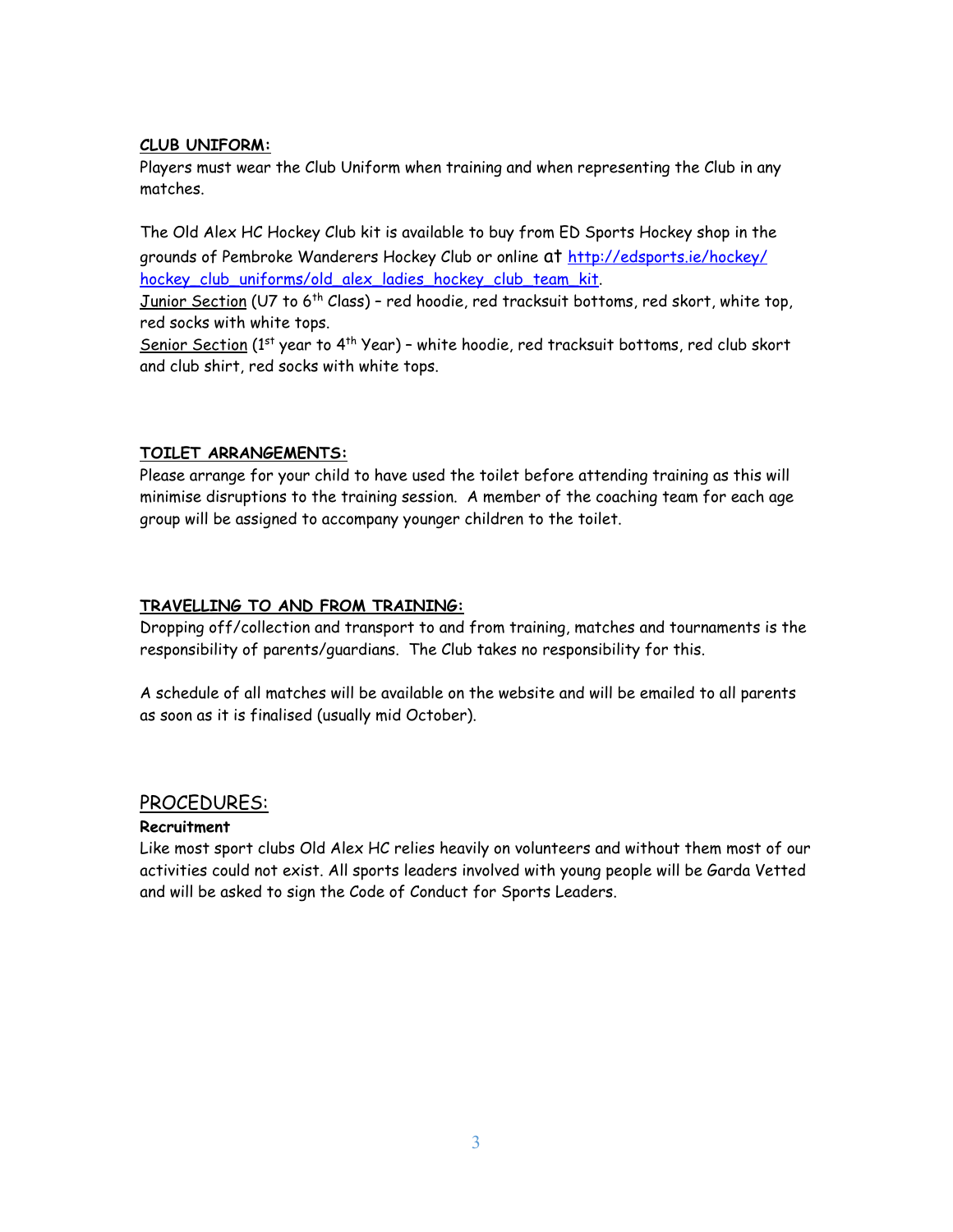**<u>CLUB UNIFORM:</u>**

Players must wear the Club Uniform when training and when representing the Club in any matches.

The Old Alex HC Hockey Club kit is available to buy from ED Sports Hockey shop in the grounds of Pembroke Wanderers Hockey Club or online at [http://edsports.ie/hockey/hockey_club_uniforms/old_alex_ladies_hockey_club_team_kit](http://edsports.ie/hockey/hockey_club_uniforms/old_alex_ladies_hockey_club_team_kit).

<u>Junior Section</u> (U7 to 6th Class) – red hoodie, red tracksuit bottoms, red skort, white top, red socks with white tops.

<u>Senior Section</u> (1st year to 4th Year) – white hoodie, red tracksuit bottoms, red club skort and club shirt, red socks with white tops.

**<u>TOILET ARRANGEMENTS:</u>**

Please arrange for your child to have used the toilet before attending training as this will minimise disruptions to the training session. A member of the coaching team for each age group will be assigned to accompany younger children to the toilet.

**<u>TRAVELLING TO AND FROM TRAINING:</u>**

Dropping off/collection and transport to and from training, matches and tournaments is the responsibility of parents/guardians. The Club takes no responsibility for this.

A schedule of all matches will be available on the website and will be emailed to all parents as soon as it is finalised (usually mid October).

## <u>PROCEDURES:</u>

**Recruitment**

Like most sport clubs Old Alex HC relies heavily on volunteers and without them most of our activities could not exist. All sports leaders involved with young people will be Garda Vetted and will be asked to sign the Code of Conduct for Sports Leaders.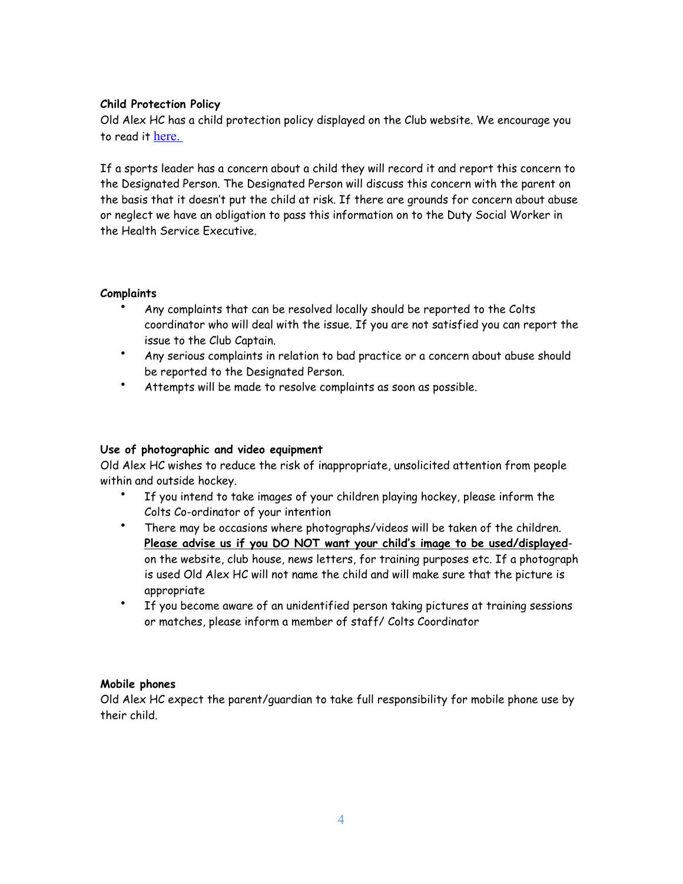**Child Protection Policy**

Old Alex HC has a child protection policy displayed on the Club website. We encourage you to read it here.

If a sports leader has a concern about a child they will record it and report this concern to the Designated Person. The Designated Person will discuss this concern with the parent on the basis that it doesn't put the child at risk. If there are grounds for concern about abuse or neglect we have an obligation to pass this information on to the Duty Social Worker in the Health Service Executive.

**Complaints**

- Any complaints that can be resolved locally should be reported to the Colts coordinator who will deal with the issue. If you are not satisfied you can report the issue to the Club Captain.
- Any serious complaints in relation to bad practice or a concern about abuse should be reported to the Designated Person.
- Attempts will be made to resolve complaints as soon as possible.

**Use of photographic and video equipment**

Old Alex HC wishes to reduce the risk of inappropriate, unsolicited attention from people within and outside hockey.

- If you intend to take images of your children playing hockey, please inform the Colts Co-ordinator of your intention
- There may be occasions where photographs/videos will be taken of the children. **<u>Please advise us if you DO NOT want your child's image to be used/displayed</u>**- on the website, club house, news letters, for training purposes etc. If a photograph is used Old Alex HC will not name the child and will make sure that the picture is appropriate
- If you become aware of an unidentified person taking pictures at training sessions or matches, please inform a member of staff/ Colts Coordinator

**Mobile phones**

Old Alex HC expect the parent/guardian to take full responsibility for mobile phone use by their child.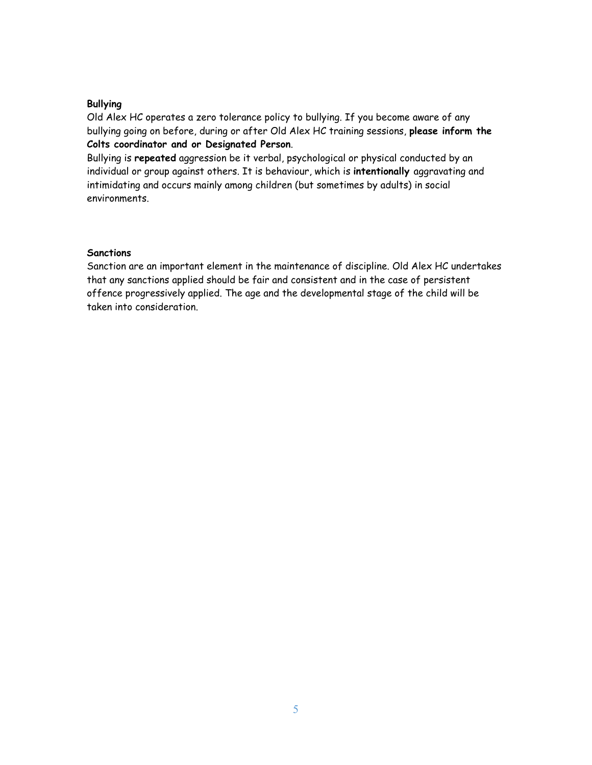**Bullying**

Old Alex HC operates a zero tolerance policy to bullying. If you become aware of any bullying going on before, during or after Old Alex HC training sessions, **please inform the Colts coordinator and or Designated Person**.

Bullying is **repeated** aggression be it verbal, psychological or physical conducted by an individual or group against others. It is behaviour, which is **intentionally** aggravating and intimidating and occurs mainly among children (but sometimes by adults) in social environments.

**Sanctions**

Sanction are an important element in the maintenance of discipline. Old Alex HC undertakes that any sanctions applied should be fair and consistent and in the case of persistent offence progressively applied. The age and the developmental stage of the child will be taken into consideration.